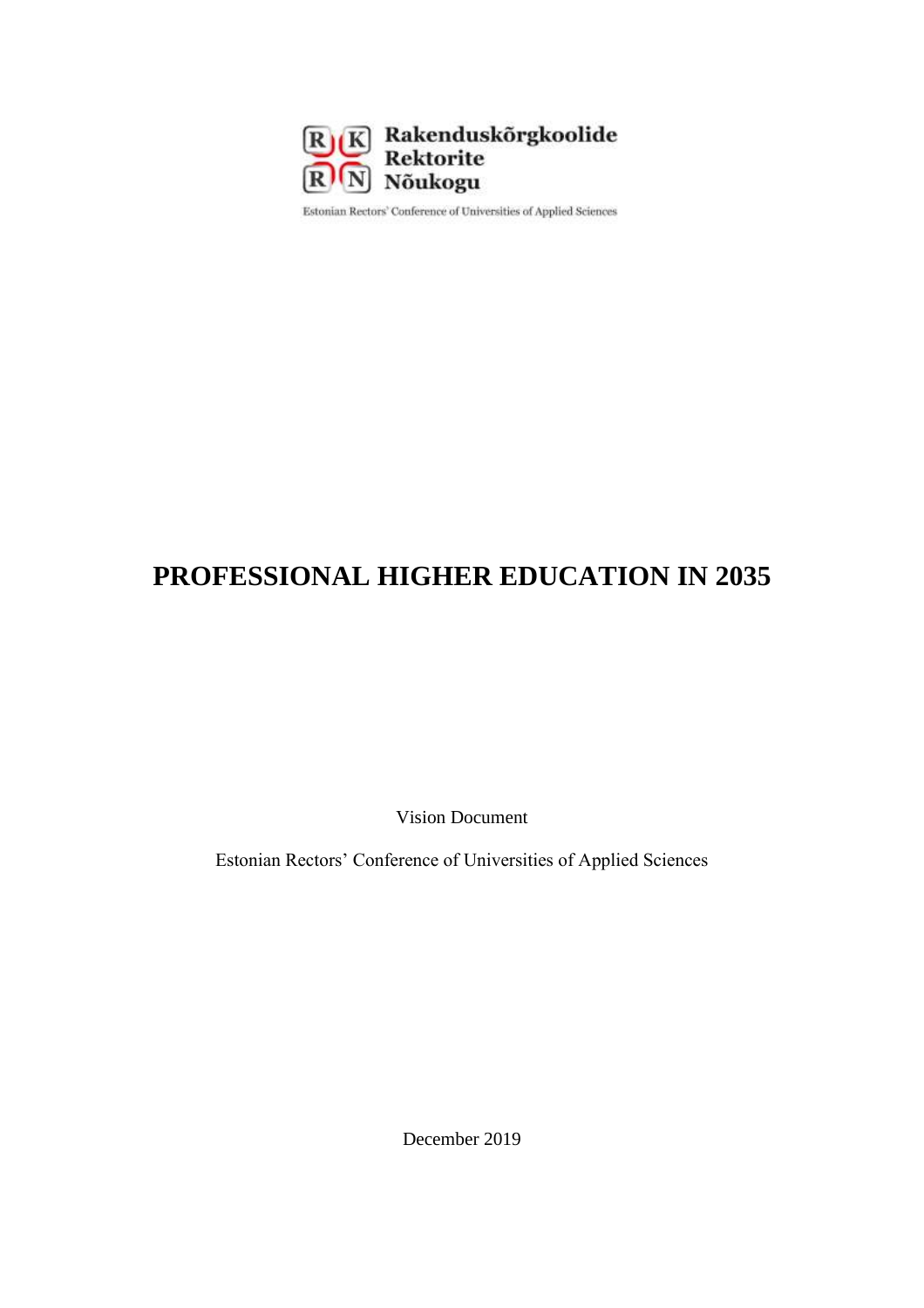Rakenduskõrgkoolide
Rektorite
Nõukogu

Estonian Rectors' Conference of Universities of Applied Sciences

# PROFESSIONAL HIGHER EDUCATION IN 2035

Vision Document

Estonian Rectors' Conference of Universities of Applied Sciences

December 2019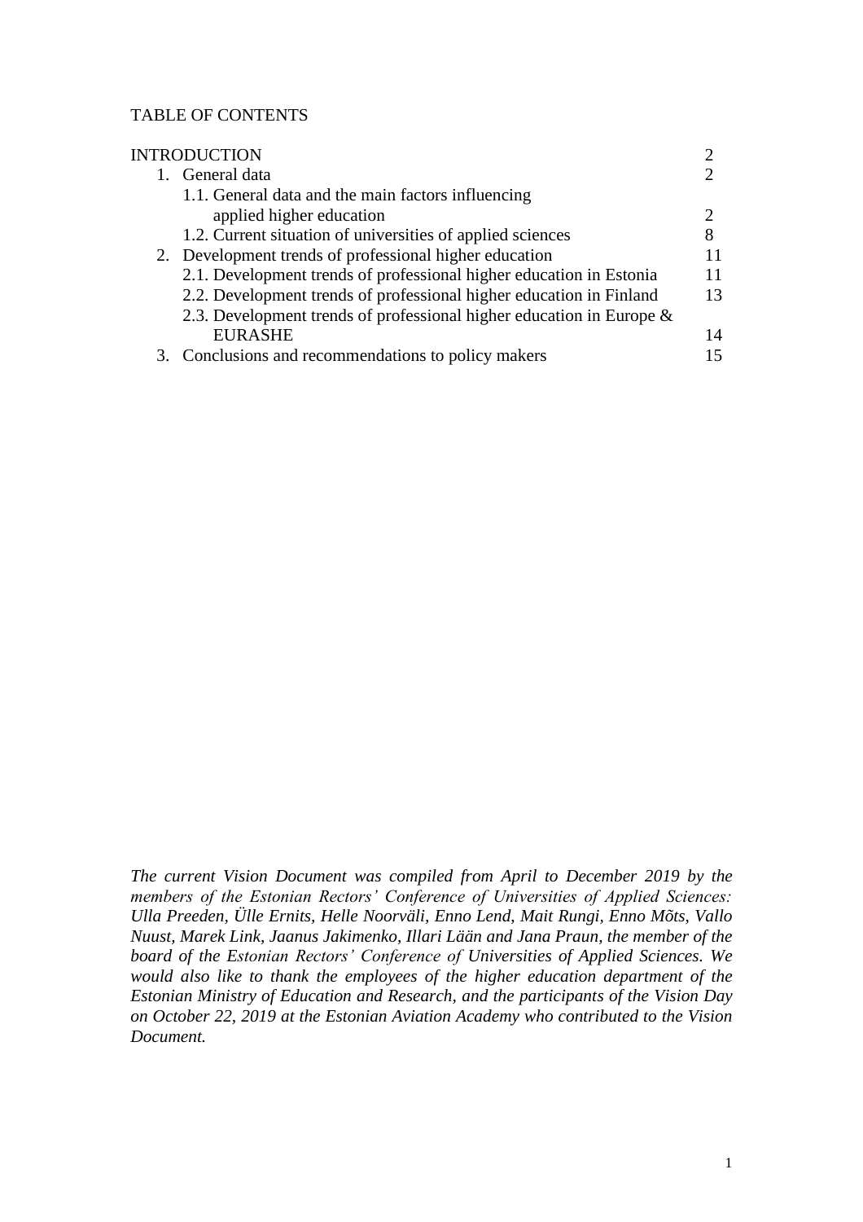TABLE OF CONTENTS

| | |
|---|---|
| INTRODUCTION | 2 |
| 1. General data | 2 |
| 1.1. General data and the main factors influencing applied higher education | 2 |
| 1.2. Current situation of universities of applied sciences | 8 |
| 2. Development trends of professional higher education | 11 |
| 2.1. Development trends of professional higher education in Estonia | 11 |
| 2.2. Development trends of professional higher education in Finland | 13 |
| 2.3. Development trends of professional higher education in Europe & EURASHE | 14 |
| 3. Conclusions and recommendations to policy makers | 15 |

*The current Vision Document was compiled from April to December 2019 by the members of the Estonian Rectors' Conference of Universities of Applied Sciences: Ulla Preeden, Ülle Ernits, Helle Noorväli, Enno Lend, Mait Rungi, Enno Mõts, Vallo Nuust, Marek Link, Jaanus Jakimenko, Illari Lään and Jana Praun, the member of the board of the Estonian Rectors' Conference of Universities of Applied Sciences. We would also like to thank the employees of the higher education department of the Estonian Ministry of Education and Research, and the participants of the Vision Day on October 22, 2019 at the Estonian Aviation Academy who contributed to the Vision Document.*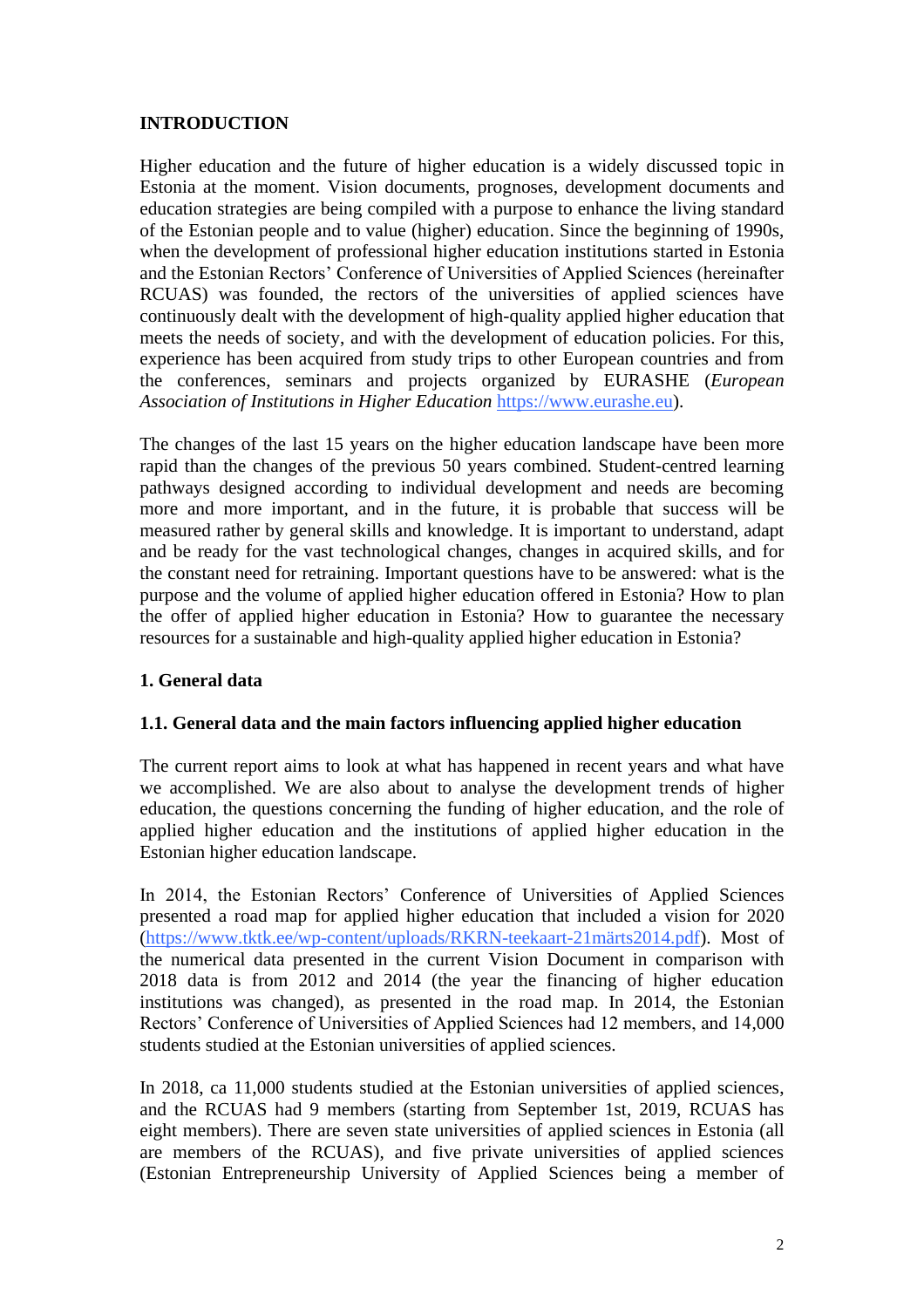## INTRODUCTION

Higher education and the future of higher education is a widely discussed topic in Estonia at the moment. Vision documents, prognoses, development documents and education strategies are being compiled with a purpose to enhance the living standard of the Estonian people and to value (higher) education. Since the beginning of 1990s, when the development of professional higher education institutions started in Estonia and the Estonian Rectors' Conference of Universities of Applied Sciences (hereinafter RCUAS) was founded, the rectors of the universities of applied sciences have continuously dealt with the development of high-quality applied higher education that meets the needs of society, and with the development of education policies. For this, experience has been acquired from study trips to other European countries and from the conferences, seminars and projects organized by EURASHE (*European Association of Institutions in Higher Education* https://www.eurashe.eu).

The changes of the last 15 years on the higher education landscape have been more rapid than the changes of the previous 50 years combined. Student-centred learning pathways designed according to individual development and needs are becoming more and more important, and in the future, it is probable that success will be measured rather by general skills and knowledge. It is important to understand, adapt and be ready for the vast technological changes, changes in acquired skills, and for the constant need for retraining. Important questions have to be answered: what is the purpose and the volume of applied higher education offered in Estonia? How to plan the offer of applied higher education in Estonia? How to guarantee the necessary resources for a sustainable and high-quality applied higher education in Estonia?

## 1. General data

### 1.1. General data and the main factors influencing applied higher education

The current report aims to look at what has happened in recent years and what have we accomplished. We are also about to analyse the development trends of higher education, the questions concerning the funding of higher education, and the role of applied higher education and the institutions of applied higher education in the Estonian higher education landscape.

In 2014, the Estonian Rectors' Conference of Universities of Applied Sciences presented a road map for applied higher education that included a vision for 2020 (https://www.tktk.ee/wp-content/uploads/RKRN-teekaart-21märts2014.pdf). Most of the numerical data presented in the current Vision Document in comparison with 2018 data is from 2012 and 2014 (the year the financing of higher education institutions was changed), as presented in the road map. In 2014, the Estonian Rectors' Conference of Universities of Applied Sciences had 12 members, and 14,000 students studied at the Estonian universities of applied sciences.

In 2018, ca 11,000 students studied at the Estonian universities of applied sciences, and the RCUAS had 9 members (starting from September 1st, 2019, RCUAS has eight members). There are seven state universities of applied sciences in Estonia (all are members of the RCUAS), and five private universities of applied sciences (Estonian Entrepreneurship University of Applied Sciences being a member of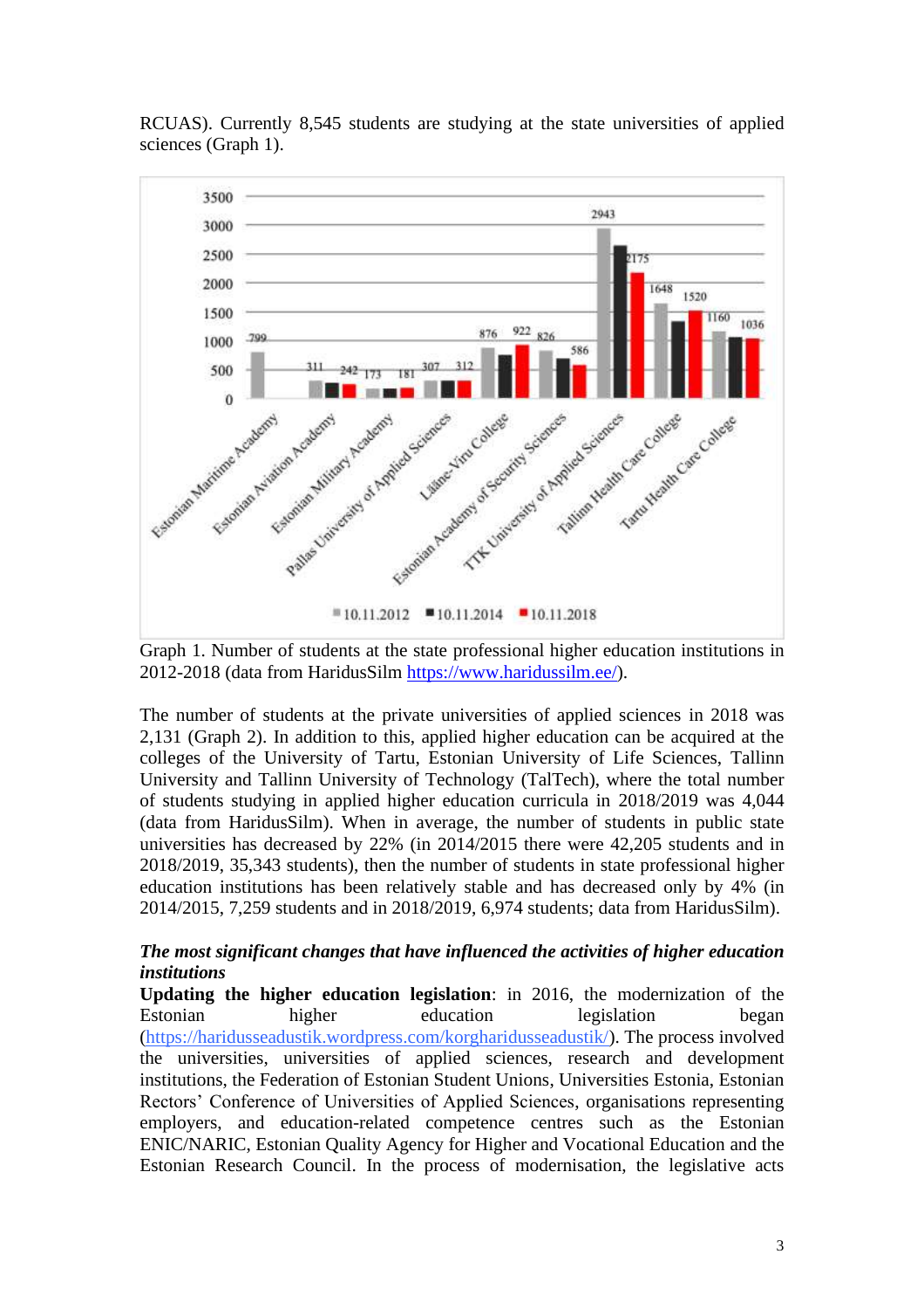RCUAS). Currently 8,545 students are studying at the state universities of applied sciences (Graph 1).

Graph 1. Number of students at the state professional higher education institutions in 2012-2018 (data from HaridusSilm https://www.haridussilm.ee/).

The number of students at the private universities of applied sciences in 2018 was 2,131 (Graph 2). In addition to this, applied higher education can be acquired at the colleges of the University of Tartu, Estonian University of Life Sciences, Tallinn University and Tallinn University of Technology (TalTech), where the total number of students studying in applied higher education curricula in 2018/2019 was 4,044 (data from HaridusSilm). When in average, the number of students in public state universities has decreased by 22% (in 2014/2015 there were 42,205 students and in 2018/2019, 35,343 students), then the number of students in state professional higher education institutions has been relatively stable and has decreased only by 4% (in 2014/2015, 7,259 students and in 2018/2019, 6,974 students; data from HaridusSilm).

***The most significant changes that have influenced the activities of higher education institutions***

**Updating the higher education legislation**: in 2016, the modernization of the Estonian higher education legislation began (https://haridusseadustik.wordpress.com/korgharidusseadustik/). The process involved the universities, universities of applied sciences, research and development institutions, the Federation of Estonian Student Unions, Universities Estonia, Estonian Rectors' Conference of Universities of Applied Sciences, organisations representing employers, and education-related competence centres such as the Estonian ENIC/NARIC, Estonian Quality Agency for Higher and Vocational Education and the Estonian Research Council. In the process of modernisation, the legislative acts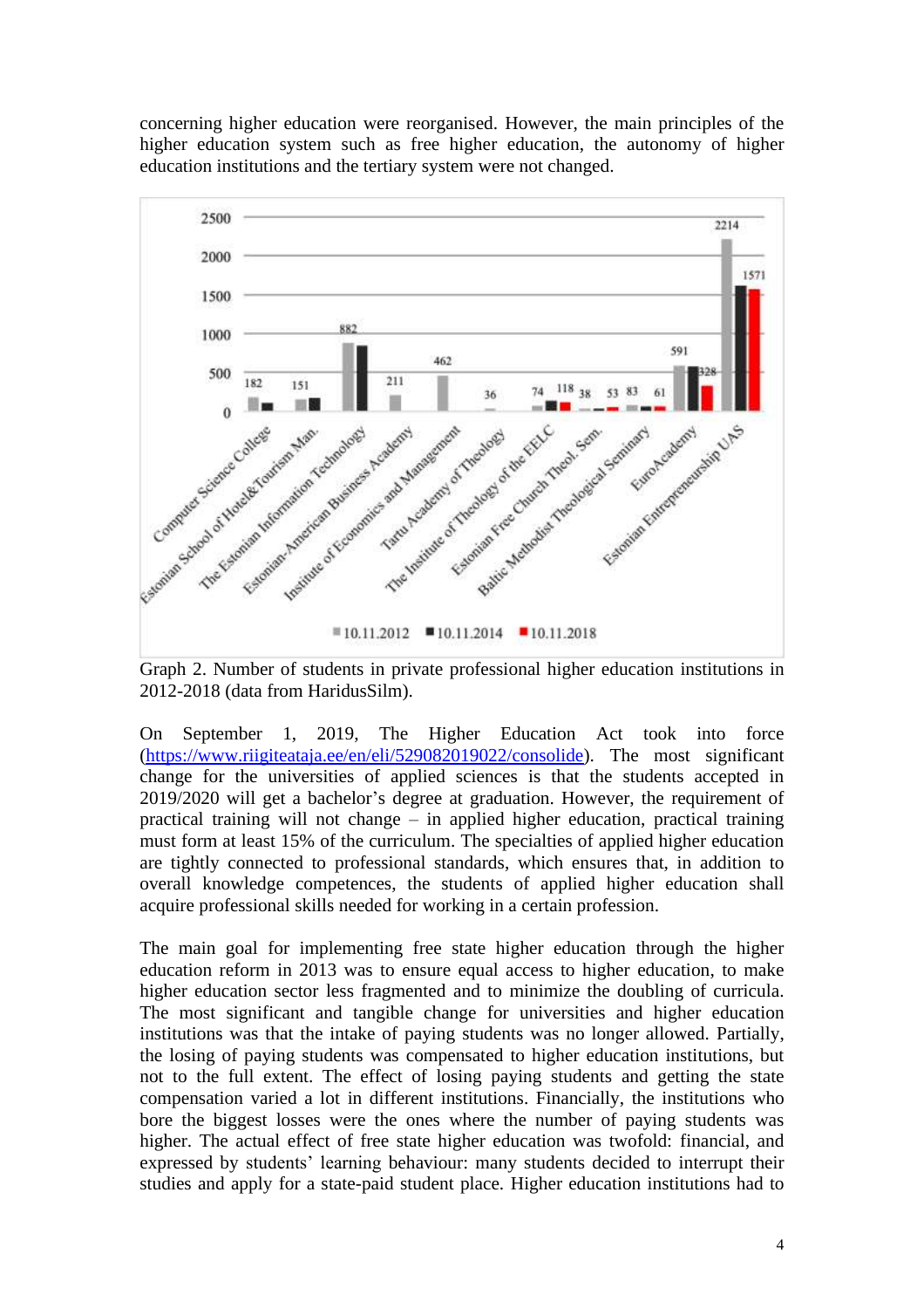concerning higher education were reorganised. However, the main principles of the higher education system such as free higher education, the autonomy of higher education institutions and the tertiary system were not changed.

Graph 2. Number of students in private professional higher education institutions in 2012-2018 (data from HaridusSilm).

On September 1, 2019, The Higher Education Act took into force (https://www.riigiteataja.ee/en/eli/529082019022/consolide). The most significant change for the universities of applied sciences is that the students accepted in 2019/2020 will get a bachelor's degree at graduation. However, the requirement of practical training will not change – in applied higher education, practical training must form at least 15% of the curriculum. The specialties of applied higher education are tightly connected to professional standards, which ensures that, in addition to overall knowledge competences, the students of applied higher education shall acquire professional skills needed for working in a certain profession.

The main goal for implementing free state higher education through the higher education reform in 2013 was to ensure equal access to higher education, to make higher education sector less fragmented and to minimize the doubling of curricula. The most significant and tangible change for universities and higher education institutions was that the intake of paying students was no longer allowed. Partially, the losing of paying students was compensated to higher education institutions, but not to the full extent. The effect of losing paying students and getting the state compensation varied a lot in different institutions. Financially, the institutions who bore the biggest losses were the ones where the number of paying students was higher. The actual effect of free state higher education was twofold: financial, and expressed by students' learning behaviour: many students decided to interrupt their studies and apply for a state-paid student place. Higher education institutions had to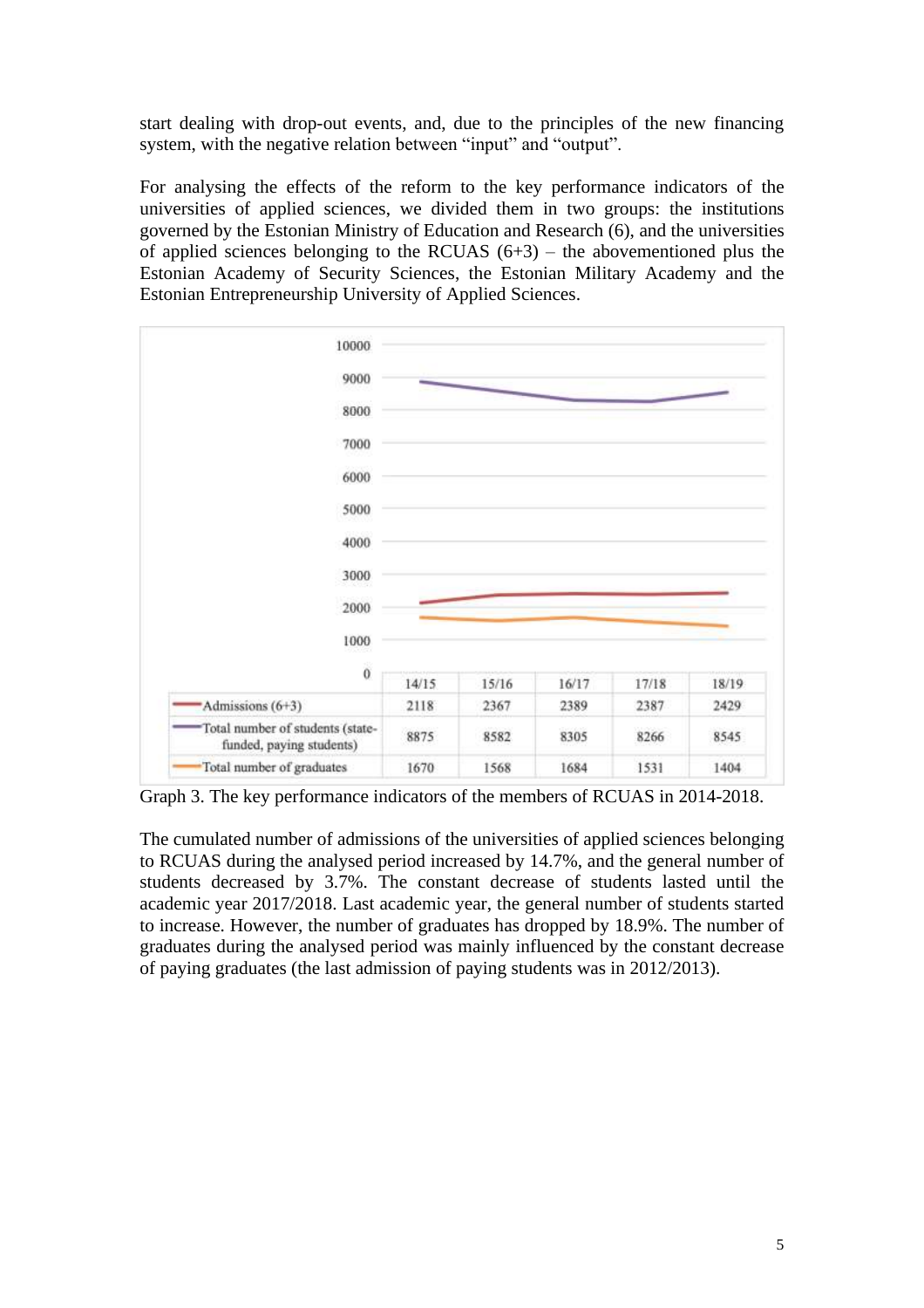start dealing with drop-out events, and, due to the principles of the new financing system, with the negative relation between "input" and "output".

For analysing the effects of the reform to the key performance indicators of the universities of applied sciences, we divided them in two groups: the institutions governed by the Estonian Ministry of Education and Research (6), and the universities of applied sciences belonging to the RCUAS (6+3) – the abovementioned plus the Estonian Academy of Security Sciences, the Estonian Military Academy and the Estonian Entrepreneurship University of Applied Sciences.

| | 14/15 | 15/16 | 16/17 | 17/18 | 18/19 |
|---|---|---|---|---|---|
| Admissions (6+3) | 2118 | 2367 | 2389 | 2387 | 2429 |
| Total number of students (state-funded, paying students) | 8875 | 8582 | 8305 | 8266 | 8545 |
| Total number of graduates | 1670 | 1568 | 1684 | 1531 | 1404 |

Graph 3. The key performance indicators of the members of RCUAS in 2014-2018.

The cumulated number of admissions of the universities of applied sciences belonging to RCUAS during the analysed period increased by 14.7%, and the general number of students decreased by 3.7%. The constant decrease of students lasted until the academic year 2017/2018. Last academic year, the general number of students started to increase. However, the number of graduates has dropped by 18.9%. The number of graduates during the analysed period was mainly influenced by the constant decrease of paying graduates (the last admission of paying students was in 2012/2013).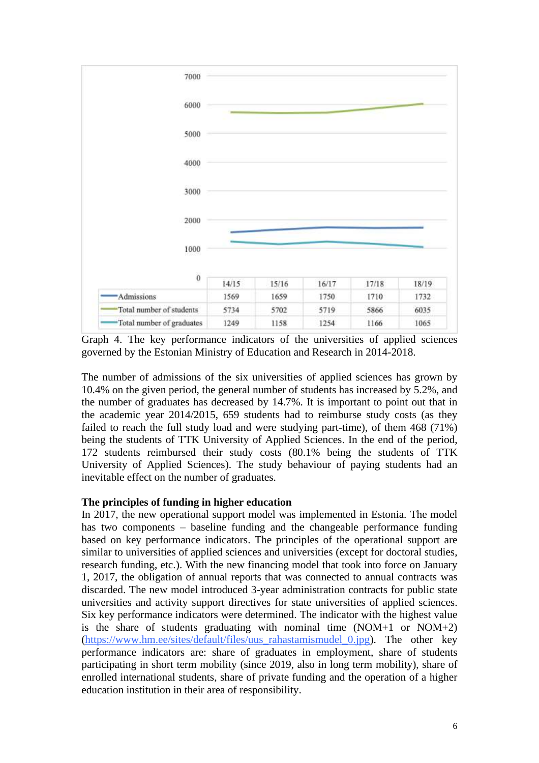| | 14/15 | 15/16 | 16/17 | 17/18 | 18/19 |
|---|---|---|---|---|---|
| Admissions | 1569 | 1659 | 1750 | 1710 | 1732 |
| Total number of students | 5734 | 5702 | 5719 | 5866 | 6035 |
| Total number of graduates | 1249 | 1158 | 1254 | 1166 | 1065 |

Graph 4. The key performance indicators of the universities of applied sciences governed by the Estonian Ministry of Education and Research in 2014-2018.

The number of admissions of the six universities of applied sciences has grown by 10.4% on the given period, the general number of students has increased by 5.2%, and the number of graduates has decreased by 14.7%. It is important to point out that in the academic year 2014/2015, 659 students had to reimburse study costs (as they failed to reach the full study load and were studying part-time), of them 468 (71%) being the students of TTK University of Applied Sciences. In the end of the period, 172 students reimbursed their study costs (80.1% being the students of TTK University of Applied Sciences). The study behaviour of paying students had an inevitable effect on the number of graduates.

**The principles of funding in higher education**

In 2017, the new operational support model was implemented in Estonia. The model has two components – baseline funding and the changeable performance funding based on key performance indicators. The principles of the operational support are similar to universities of applied sciences and universities (except for doctoral studies, research funding, etc.). With the new financing model that took into force on January 1, 2017, the obligation of annual reports that was connected to annual contracts was discarded. The new model introduced 3-year administration contracts for public state universities and activity support directives for state universities of applied sciences. Six key performance indicators were determined. The indicator with the highest value is the share of students graduating with nominal time (NOM+1 or NOM+2) (https://www.hm.ee/sites/default/files/uus_rahastamismudel_0.jpg). The other key performance indicators are: share of graduates in employment, share of students participating in short term mobility (since 2019, also in long term mobility), share of enrolled international students, share of private funding and the operation of a higher education institution in their area of responsibility.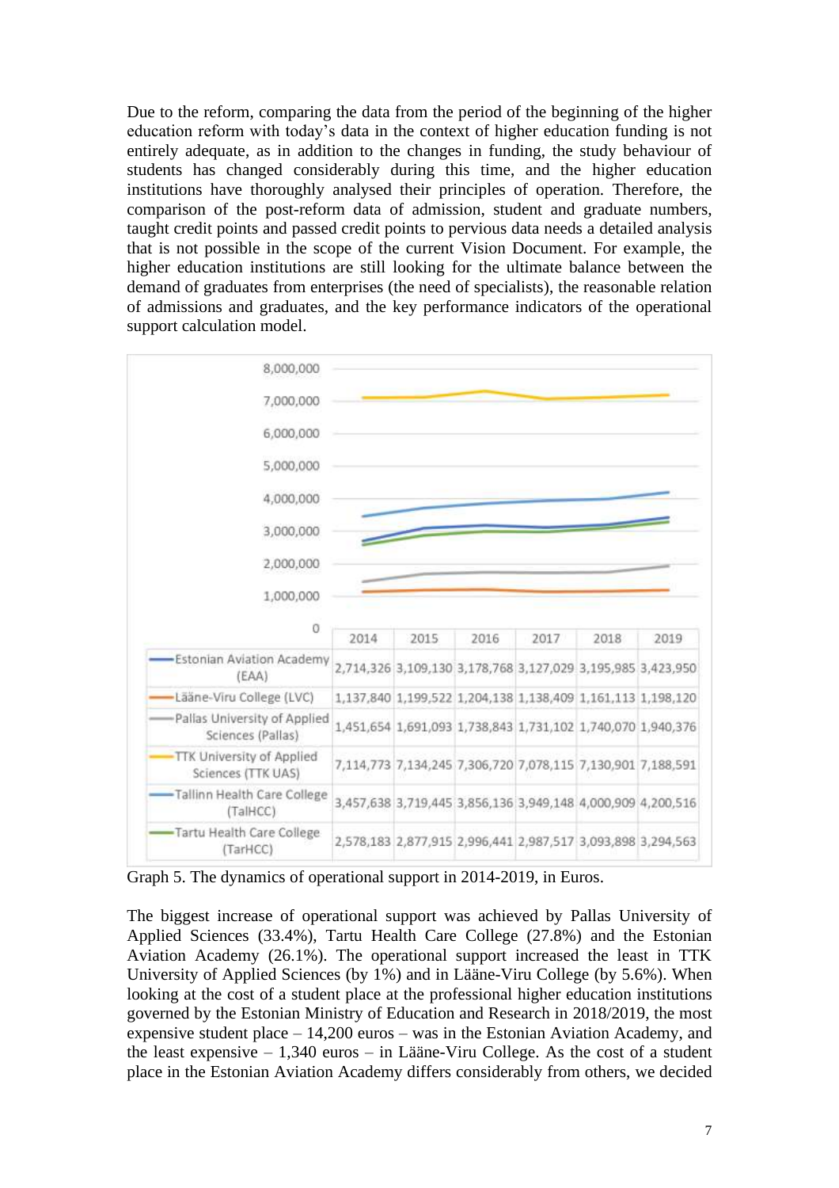Due to the reform, comparing the data from the period of the beginning of the higher education reform with today's data in the context of higher education funding is not entirely adequate, as in addition to the changes in funding, the study behaviour of students has changed considerably during this time, and the higher education institutions have thoroughly analysed their principles of operation. Therefore, the comparison of the post-reform data of admission, student and graduate numbers, taught credit points and passed credit points to pervious data needs a detailed analysis that is not possible in the scope of the current Vision Document. For example, the higher education institutions are still looking for the ultimate balance between the demand of graduates from enterprises (the need of specialists), the reasonable relation of admissions and graduates, and the key performance indicators of the operational support calculation model.

| | 2014 | 2015 | 2016 | 2017 | 2018 | 2019 |
|---|---|---|---|---|---|---|
| Estonian Aviation Academy (EAA) | 2,714,326 | 3,109,130 | 3,178,768 | 3,127,029 | 3,195,985 | 3,423,950 |
| Lääne-Viru College (LVC) | 1,137,840 | 1,199,522 | 1,204,138 | 1,138,409 | 1,161,113 | 1,198,120 |
| Pallas University of Applied Sciences (Pallas) | 1,451,654 | 1,691,093 | 1,738,843 | 1,731,102 | 1,740,070 | 1,940,376 |
| TTK University of Applied Sciences (TTK UAS) | 7,114,773 | 7,134,245 | 7,306,720 | 7,078,115 | 7,130,901 | 7,188,591 |
| Tallinn Health Care College (TalHCC) | 3,457,638 | 3,719,445 | 3,856,136 | 3,949,148 | 4,000,909 | 4,200,516 |
| Tartu Health Care College (TarHCC) | 2,578,183 | 2,877,915 | 2,996,441 | 2,987,517 | 3,093,898 | 3,294,563 |

Graph 5. The dynamics of operational support in 2014-2019, in Euros.

The biggest increase of operational support was achieved by Pallas University of Applied Sciences (33.4%), Tartu Health Care College (27.8%) and the Estonian Aviation Academy (26.1%). The operational support increased the least in TTK University of Applied Sciences (by 1%) and in Lääne-Viru College (by 5.6%). When looking at the cost of a student place at the professional higher education institutions governed by the Estonian Ministry of Education and Research in 2018/2019, the most expensive student place – 14,200 euros – was in the Estonian Aviation Academy, and the least expensive – 1,340 euros – in Lääne-Viru College. As the cost of a student place in the Estonian Aviation Academy differs considerably from others, we decided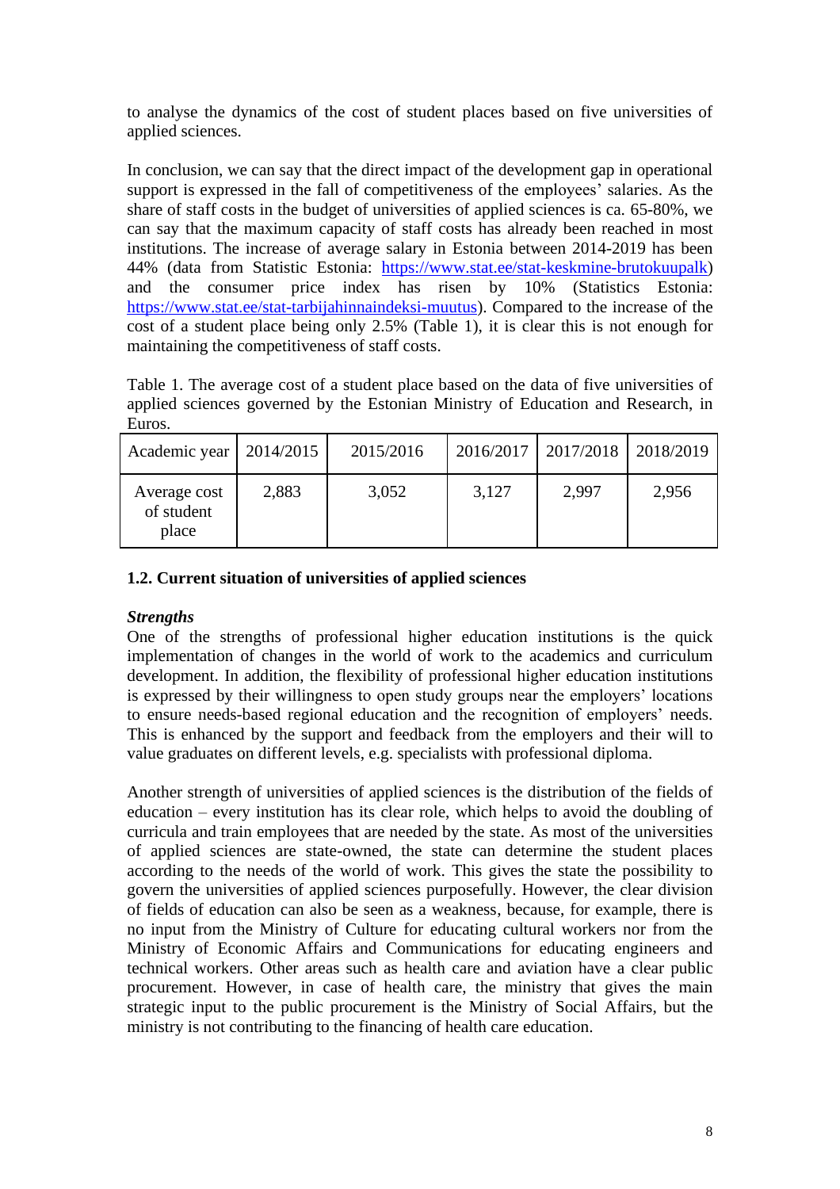to analyse the dynamics of the cost of student places based on five universities of applied sciences.

In conclusion, we can say that the direct impact of the development gap in operational support is expressed in the fall of competitiveness of the employees' salaries. As the share of staff costs in the budget of universities of applied sciences is ca. 65-80%, we can say that the maximum capacity of staff costs has already been reached in most institutions. The increase of average salary in Estonia between 2014-2019 has been 44% (data from Statistic Estonia: https://www.stat.ee/stat-keskmine-brutokuupalk) and the consumer price index has risen by 10% (Statistics Estonia: https://www.stat.ee/stat-tarbijahinnaindeksi-muutus). Compared to the increase of the cost of a student place being only 2.5% (Table 1), it is clear this is not enough for maintaining the competitiveness of staff costs.

Table 1. The average cost of a student place based on the data of five universities of applied sciences governed by the Estonian Ministry of Education and Research, in Euros.

| Academic year | 2014/2015 | 2015/2016 | 2016/2017 | 2017/2018 | 2018/2019 |
|---|---|---|---|---|---|
| Average cost of student place | 2,883 | 3,052 | 3,127 | 2,997 | 2,956 |

### 1.2. Current situation of universities of applied sciences

***Strengths***

One of the strengths of professional higher education institutions is the quick implementation of changes in the world of work to the academics and curriculum development. In addition, the flexibility of professional higher education institutions is expressed by their willingness to open study groups near the employers' locations to ensure needs-based regional education and the recognition of employers' needs. This is enhanced by the support and feedback from the employers and their will to value graduates on different levels, e.g. specialists with professional diploma.

Another strength of universities of applied sciences is the distribution of the fields of education – every institution has its clear role, which helps to avoid the doubling of curricula and train employees that are needed by the state. As most of the universities of applied sciences are state-owned, the state can determine the student places according to the needs of the world of work. This gives the state the possibility to govern the universities of applied sciences purposefully. However, the clear division of fields of education can also be seen as a weakness, because, for example, there is no input from the Ministry of Culture for educating cultural workers nor from the Ministry of Economic Affairs and Communications for educating engineers and technical workers. Other areas such as health care and aviation have a clear public procurement. However, in case of health care, the ministry that gives the main strategic input to the public procurement is the Ministry of Social Affairs, but the ministry is not contributing to the financing of health care education.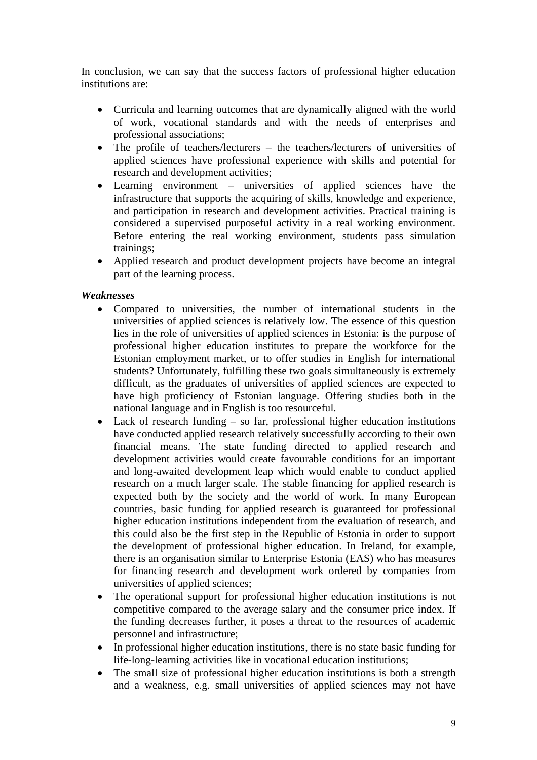In conclusion, we can say that the success factors of professional higher education institutions are:

- Curricula and learning outcomes that are dynamically aligned with the world of work, vocational standards and with the needs of enterprises and professional associations;
- The profile of teachers/lecturers – the teachers/lecturers of universities of applied sciences have professional experience with skills and potential for research and development activities;
- Learning environment – universities of applied sciences have the infrastructure that supports the acquiring of skills, knowledge and experience, and participation in research and development activities. Practical training is considered a supervised purposeful activity in a real working environment. Before entering the real working environment, students pass simulation trainings;
- Applied research and product development projects have become an integral part of the learning process.

***Weaknesses***

- Compared to universities, the number of international students in the universities of applied sciences is relatively low. The essence of this question lies in the role of universities of applied sciences in Estonia: is the purpose of professional higher education institutes to prepare the workforce for the Estonian employment market, or to offer studies in English for international students? Unfortunately, fulfilling these two goals simultaneously is extremely difficult, as the graduates of universities of applied sciences are expected to have high proficiency of Estonian language. Offering studies both in the national language and in English is too resourceful.
- Lack of research funding – so far, professional higher education institutions have conducted applied research relatively successfully according to their own financial means. The state funding directed to applied research and development activities would create favourable conditions for an important and long-awaited development leap which would enable to conduct applied research on a much larger scale. The stable financing for applied research is expected both by the society and the world of work. In many European countries, basic funding for applied research is guaranteed for professional higher education institutions independent from the evaluation of research, and this could also be the first step in the Republic of Estonia in order to support the development of professional higher education. In Ireland, for example, there is an organisation similar to Enterprise Estonia (EAS) who has measures for financing research and development work ordered by companies from universities of applied sciences;
- The operational support for professional higher education institutions is not competitive compared to the average salary and the consumer price index. If the funding decreases further, it poses a threat to the resources of academic personnel and infrastructure;
- In professional higher education institutions, there is no state basic funding for life-long-learning activities like in vocational education institutions;
- The small size of professional higher education institutions is both a strength and a weakness, e.g. small universities of applied sciences may not have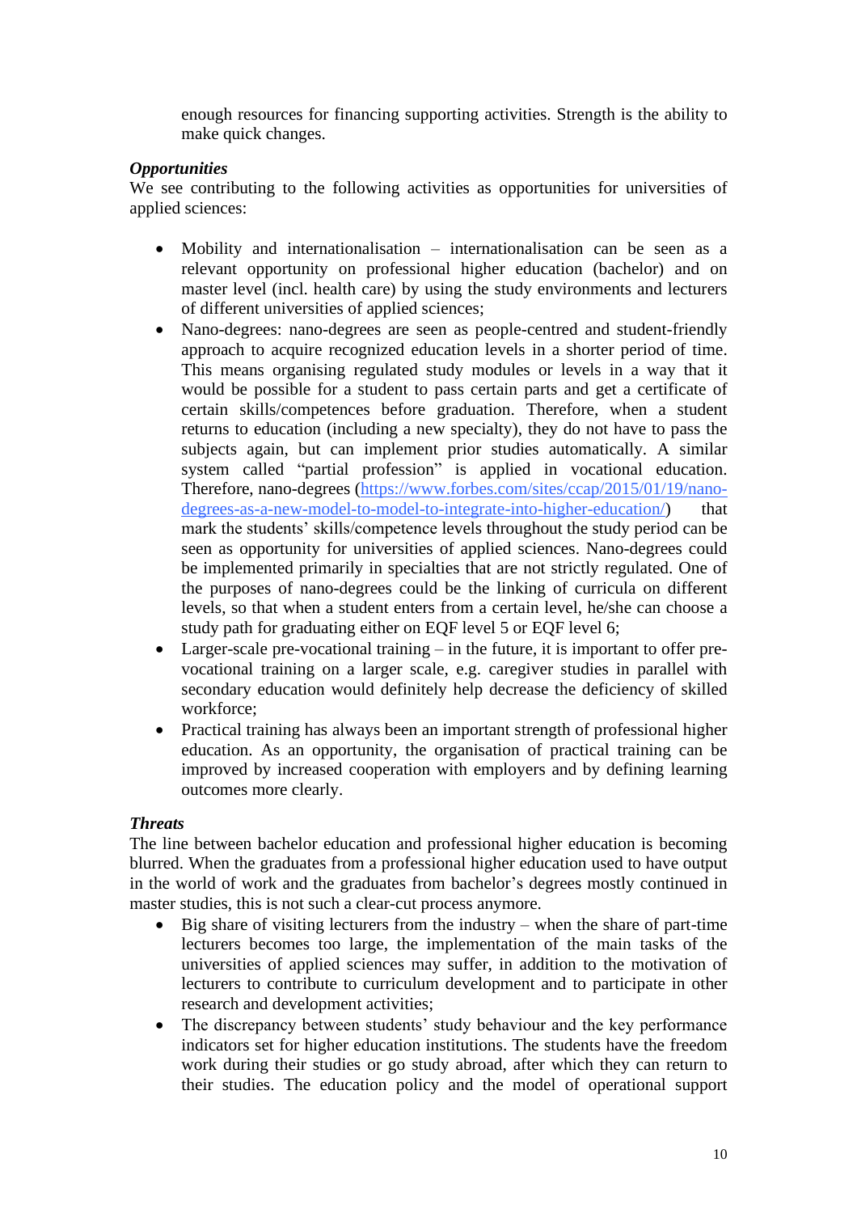enough resources for financing supporting activities. Strength is the ability to make quick changes.

***Opportunities***

We see contributing to the following activities as opportunities for universities of applied sciences:

- Mobility and internationalisation – internationalisation can be seen as a relevant opportunity on professional higher education (bachelor) and on master level (incl. health care) by using the study environments and lecturers of different universities of applied sciences;
- Nano-degrees: nano-degrees are seen as people-centred and student-friendly approach to acquire recognized education levels in a shorter period of time. This means organising regulated study modules or levels in a way that it would be possible for a student to pass certain parts and get a certificate of certain skills/competences before graduation. Therefore, when a student returns to education (including a new specialty), they do not have to pass the subjects again, but can implement prior studies automatically. A similar system called "partial profession" is applied in vocational education. Therefore, nano-degrees (https://www.forbes.com/sites/ccap/2015/01/19/nano-degrees-as-a-new-model-to-model-to-integrate-into-higher-education/) that mark the students' skills/competence levels throughout the study period can be seen as opportunity for universities of applied sciences. Nano-degrees could be implemented primarily in specialties that are not strictly regulated. One of the purposes of nano-degrees could be the linking of curricula on different levels, so that when a student enters from a certain level, he/she can choose a study path for graduating either on EQF level 5 or EQF level 6;
- Larger-scale pre-vocational training – in the future, it is important to offer pre-vocational training on a larger scale, e.g. caregiver studies in parallel with secondary education would definitely help decrease the deficiency of skilled workforce;
- Practical training has always been an important strength of professional higher education. As an opportunity, the organisation of practical training can be improved by increased cooperation with employers and by defining learning outcomes more clearly.

***Threats***

The line between bachelor education and professional higher education is becoming blurred. When the graduates from a professional higher education used to have output in the world of work and the graduates from bachelor's degrees mostly continued in master studies, this is not such a clear-cut process anymore.

- Big share of visiting lecturers from the industry – when the share of part-time lecturers becomes too large, the implementation of the main tasks of the universities of applied sciences may suffer, in addition to the motivation of lecturers to contribute to curriculum development and to participate in other research and development activities;
- The discrepancy between students' study behaviour and the key performance indicators set for higher education institutions. The students have the freedom work during their studies or go study abroad, after which they can return to their studies. The education policy and the model of operational support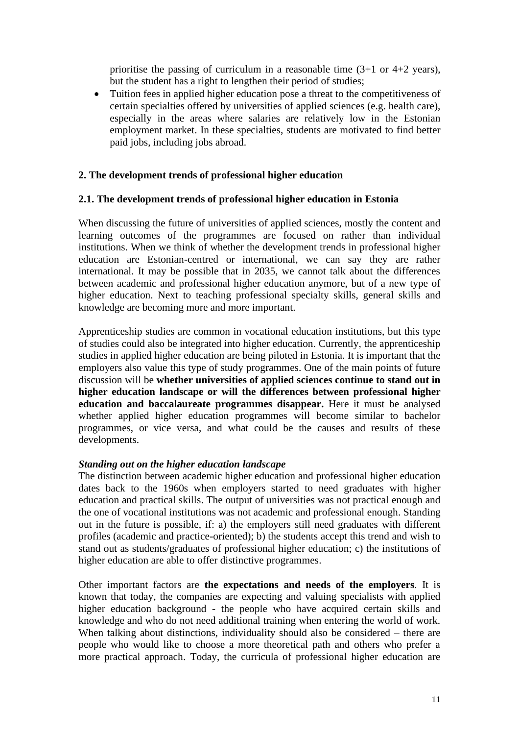prioritise the passing of curriculum in a reasonable time (3+1 or 4+2 years), but the student has a right to lengthen their period of studies;

- Tuition fees in applied higher education pose a threat to the competitiveness of certain specialties offered by universities of applied sciences (e.g. health care), especially in the areas where salaries are relatively low in the Estonian employment market. In these specialties, students are motivated to find better paid jobs, including jobs abroad.

## 2. The development trends of professional higher education

### 2.1. The development trends of professional higher education in Estonia

When discussing the future of universities of applied sciences, mostly the content and learning outcomes of the programmes are focused on rather than individual institutions. When we think of whether the development trends in professional higher education are Estonian-centred or international, we can say they are rather international. It may be possible that in 2035, we cannot talk about the differences between academic and professional higher education anymore, but of a new type of higher education. Next to teaching professional specialty skills, general skills and knowledge are becoming more and more important.

Apprenticeship studies are common in vocational education institutions, but this type of studies could also be integrated into higher education. Currently, the apprenticeship studies in applied higher education are being piloted in Estonia. It is important that the employers also value this type of study programmes. One of the main points of future discussion will be **whether universities of applied sciences continue to stand out in higher education landscape or will the differences between professional higher education and baccalaureate programmes disappear.** Here it must be analysed whether applied higher education programmes will become similar to bachelor programmes, or vice versa, and what could be the causes and results of these developments.

***Standing out on the higher education landscape***

The distinction between academic higher education and professional higher education dates back to the 1960s when employers started to need graduates with higher education and practical skills. The output of universities was not practical enough and the one of vocational institutions was not academic and professional enough. Standing out in the future is possible, if: a) the employers still need graduates with different profiles (academic and practice-oriented); b) the students accept this trend and wish to stand out as students/graduates of professional higher education; c) the institutions of higher education are able to offer distinctive programmes.

Other important factors are **the expectations and needs of the employers**. It is known that today, the companies are expecting and valuing specialists with applied higher education background - the people who have acquired certain skills and knowledge and who do not need additional training when entering the world of work. When talking about distinctions, individuality should also be considered – there are people who would like to choose a more theoretical path and others who prefer a more practical approach. Today, the curricula of professional higher education are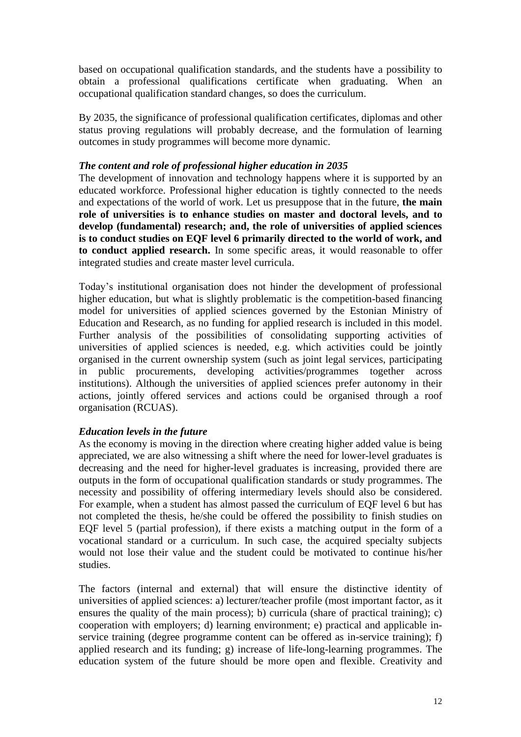based on occupational qualification standards, and the students have a possibility to obtain a professional qualifications certificate when graduating. When an occupational qualification standard changes, so does the curriculum.

By 2035, the significance of professional qualification certificates, diplomas and other status proving regulations will probably decrease, and the formulation of learning outcomes in study programmes will become more dynamic.

***The content and role of professional higher education in 2035***

The development of innovation and technology happens where it is supported by an educated workforce. Professional higher education is tightly connected to the needs and expectations of the world of work. Let us presuppose that in the future, **the main role of universities is to enhance studies on master and doctoral levels, and to develop (fundamental) research; and, the role of universities of applied sciences is to conduct studies on EQF level 6 primarily directed to the world of work, and to conduct applied research.** In some specific areas, it would reasonable to offer integrated studies and create master level curricula.

Today's institutional organisation does not hinder the development of professional higher education, but what is slightly problematic is the competition-based financing model for universities of applied sciences governed by the Estonian Ministry of Education and Research, as no funding for applied research is included in this model. Further analysis of the possibilities of consolidating supporting activities of universities of applied sciences is needed, e.g. which activities could be jointly organised in the current ownership system (such as joint legal services, participating in public procurements, developing activities/programmes together across institutions). Although the universities of applied sciences prefer autonomy in their actions, jointly offered services and actions could be organised through a roof organisation (RCUAS).

***Education levels in the future***

As the economy is moving in the direction where creating higher added value is being appreciated, we are also witnessing a shift where the need for lower-level graduates is decreasing and the need for higher-level graduates is increasing, provided there are outputs in the form of occupational qualification standards or study programmes. The necessity and possibility of offering intermediary levels should also be considered. For example, when a student has almost passed the curriculum of EQF level 6 but has not completed the thesis, he/she could be offered the possibility to finish studies on EQF level 5 (partial profession), if there exists a matching output in the form of a vocational standard or a curriculum. In such case, the acquired specialty subjects would not lose their value and the student could be motivated to continue his/her studies.

The factors (internal and external) that will ensure the distinctive identity of universities of applied sciences: a) lecturer/teacher profile (most important factor, as it ensures the quality of the main process); b) curricula (share of practical training); c) cooperation with employers; d) learning environment; e) practical and applicable in-service training (degree programme content can be offered as in-service training); f) applied research and its funding; g) increase of life-long-learning programmes. The education system of the future should be more open and flexible. Creativity and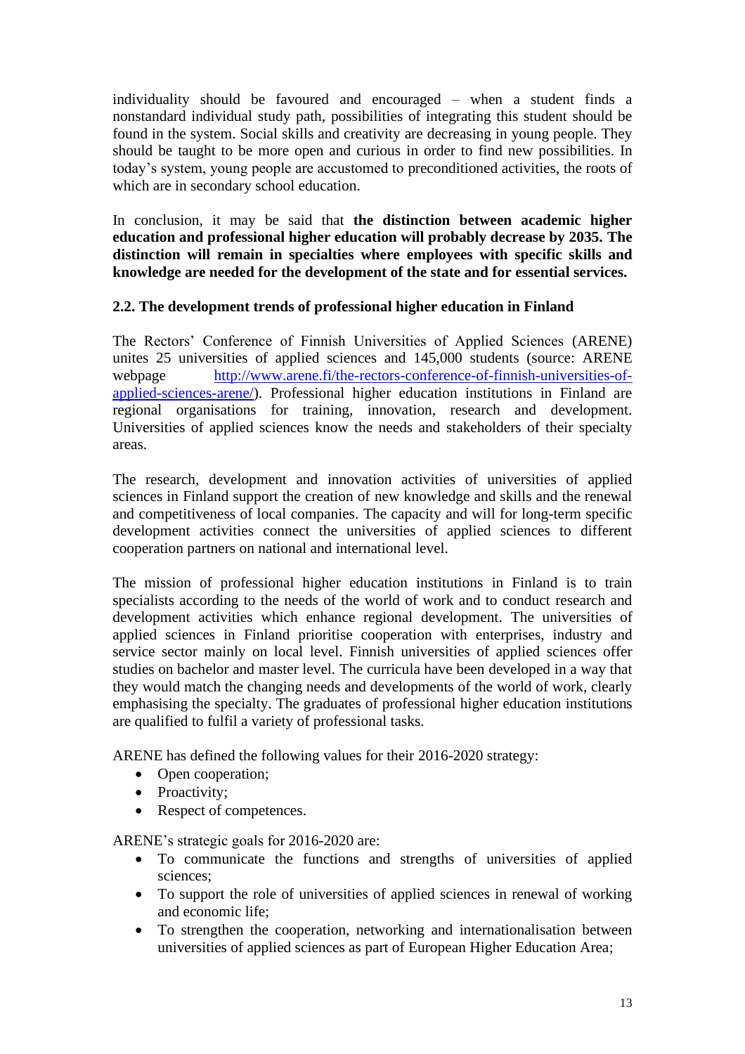individuality should be favoured and encouraged – when a student finds a nonstandard individual study path, possibilities of integrating this student should be found in the system. Social skills and creativity are decreasing in young people. They should be taught to be more open and curious in order to find new possibilities. In today's system, young people are accustomed to preconditioned activities, the roots of which are in secondary school education.

In conclusion, it may be said that **the distinction between academic higher education and professional higher education will probably decrease by 2035. The distinction will remain in specialties where employees with specific skills and knowledge are needed for the development of the state and for essential services.**

### 2.2. The development trends of professional higher education in Finland

The Rectors' Conference of Finnish Universities of Applied Sciences (ARENE) unites 25 universities of applied sciences and 145,000 students (source: ARENE webpage [http://www.arene.fi/the-rectors-conference-of-finnish-universities-of-applied-sciences-arene/](http://www.arene.fi/the-rectors-conference-of-finnish-universities-of-applied-sciences-arene/)). Professional higher education institutions in Finland are regional organisations for training, innovation, research and development. Universities of applied sciences know the needs and stakeholders of their specialty areas.

The research, development and innovation activities of universities of applied sciences in Finland support the creation of new knowledge and skills and the renewal and competitiveness of local companies. The capacity and will for long-term specific development activities connect the universities of applied sciences to different cooperation partners on national and international level.

The mission of professional higher education institutions in Finland is to train specialists according to the needs of the world of work and to conduct research and development activities which enhance regional development. The universities of applied sciences in Finland prioritise cooperation with enterprises, industry and service sector mainly on local level. Finnish universities of applied sciences offer studies on bachelor and master level. The curricula have been developed in a way that they would match the changing needs and developments of the world of work, clearly emphasising the specialty. The graduates of professional higher education institutions are qualified to fulfil a variety of professional tasks.

ARENE has defined the following values for their 2016-2020 strategy:

- Open cooperation;
- Proactivity;
- Respect of competences.

ARENE's strategic goals for 2016-2020 are:

- To communicate the functions and strengths of universities of applied sciences;
- To support the role of universities of applied sciences in renewal of working and economic life;
- To strengthen the cooperation, networking and internationalisation between universities of applied sciences as part of European Higher Education Area;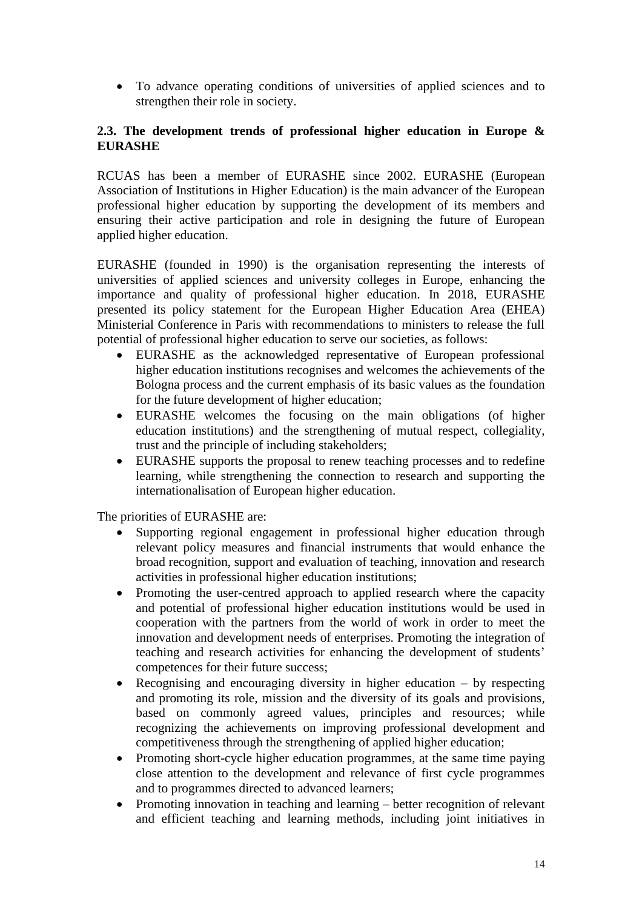- To advance operating conditions of universities of applied sciences and to strengthen their role in society.

### 2.3. The development trends of professional higher education in Europe & EURASHE

RCUAS has been a member of EURASHE since 2002. EURASHE (European Association of Institutions in Higher Education) is the main advancer of the European professional higher education by supporting the development of its members and ensuring their active participation and role in designing the future of European applied higher education.

EURASHE (founded in 1990) is the organisation representing the interests of universities of applied sciences and university colleges in Europe, enhancing the importance and quality of professional higher education. In 2018, EURASHE presented its policy statement for the European Higher Education Area (EHEA) Ministerial Conference in Paris with recommendations to ministers to release the full potential of professional higher education to serve our societies, as follows:

- EURASHE as the acknowledged representative of European professional higher education institutions recognises and welcomes the achievements of the Bologna process and the current emphasis of its basic values as the foundation for the future development of higher education;
- EURASHE welcomes the focusing on the main obligations (of higher education institutions) and the strengthening of mutual respect, collegiality, trust and the principle of including stakeholders;
- EURASHE supports the proposal to renew teaching processes and to redefine learning, while strengthening the connection to research and supporting the internationalisation of European higher education.

The priorities of EURASHE are:

- Supporting regional engagement in professional higher education through relevant policy measures and financial instruments that would enhance the broad recognition, support and evaluation of teaching, innovation and research activities in professional higher education institutions;
- Promoting the user-centred approach to applied research where the capacity and potential of professional higher education institutions would be used in cooperation with the partners from the world of work in order to meet the innovation and development needs of enterprises. Promoting the integration of teaching and research activities for enhancing the development of students' competences for their future success;
- Recognising and encouraging diversity in higher education – by respecting and promoting its role, mission and the diversity of its goals and provisions, based on commonly agreed values, principles and resources; while recognizing the achievements on improving professional development and competitiveness through the strengthening of applied higher education;
- Promoting short-cycle higher education programmes, at the same time paying close attention to the development and relevance of first cycle programmes and to programmes directed to advanced learners;
- Promoting innovation in teaching and learning – better recognition of relevant and efficient teaching and learning methods, including joint initiatives in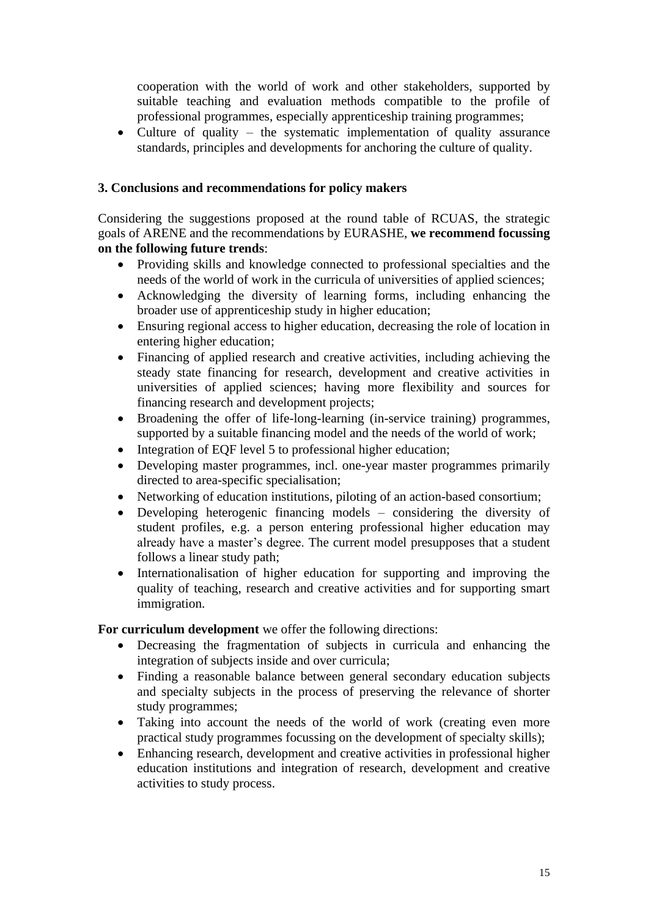cooperation with the world of work and other stakeholders, supported by suitable teaching and evaluation methods compatible to the profile of professional programmes, especially apprenticeship training programmes;

- Culture of quality – the systematic implementation of quality assurance standards, principles and developments for anchoring the culture of quality.

### 3. Conclusions and recommendations for policy makers

Considering the suggestions proposed at the round table of RCUAS, the strategic goals of ARENE and the recommendations by EURASHE, **we recommend focussing on the following future trends**:

- Providing skills and knowledge connected to professional specialties and the needs of the world of work in the curricula of universities of applied sciences;
- Acknowledging the diversity of learning forms, including enhancing the broader use of apprenticeship study in higher education;
- Ensuring regional access to higher education, decreasing the role of location in entering higher education;
- Financing of applied research and creative activities, including achieving the steady state financing for research, development and creative activities in universities of applied sciences; having more flexibility and sources for financing research and development projects;
- Broadening the offer of life-long-learning (in-service training) programmes, supported by a suitable financing model and the needs of the world of work;
- Integration of EQF level 5 to professional higher education;
- Developing master programmes, incl. one-year master programmes primarily directed to area-specific specialisation;
- Networking of education institutions, piloting of an action-based consortium;
- Developing heterogenic financing models – considering the diversity of student profiles, e.g. a person entering professional higher education may already have a master's degree. The current model presupposes that a student follows a linear study path;
- Internationalisation of higher education for supporting and improving the quality of teaching, research and creative activities and for supporting smart immigration.

**For curriculum development** we offer the following directions:

- Decreasing the fragmentation of subjects in curricula and enhancing the integration of subjects inside and over curricula;
- Finding a reasonable balance between general secondary education subjects and specialty subjects in the process of preserving the relevance of shorter study programmes;
- Taking into account the needs of the world of work (creating even more practical study programmes focussing on the development of specialty skills);
- Enhancing research, development and creative activities in professional higher education institutions and integration of research, development and creative activities to study process.